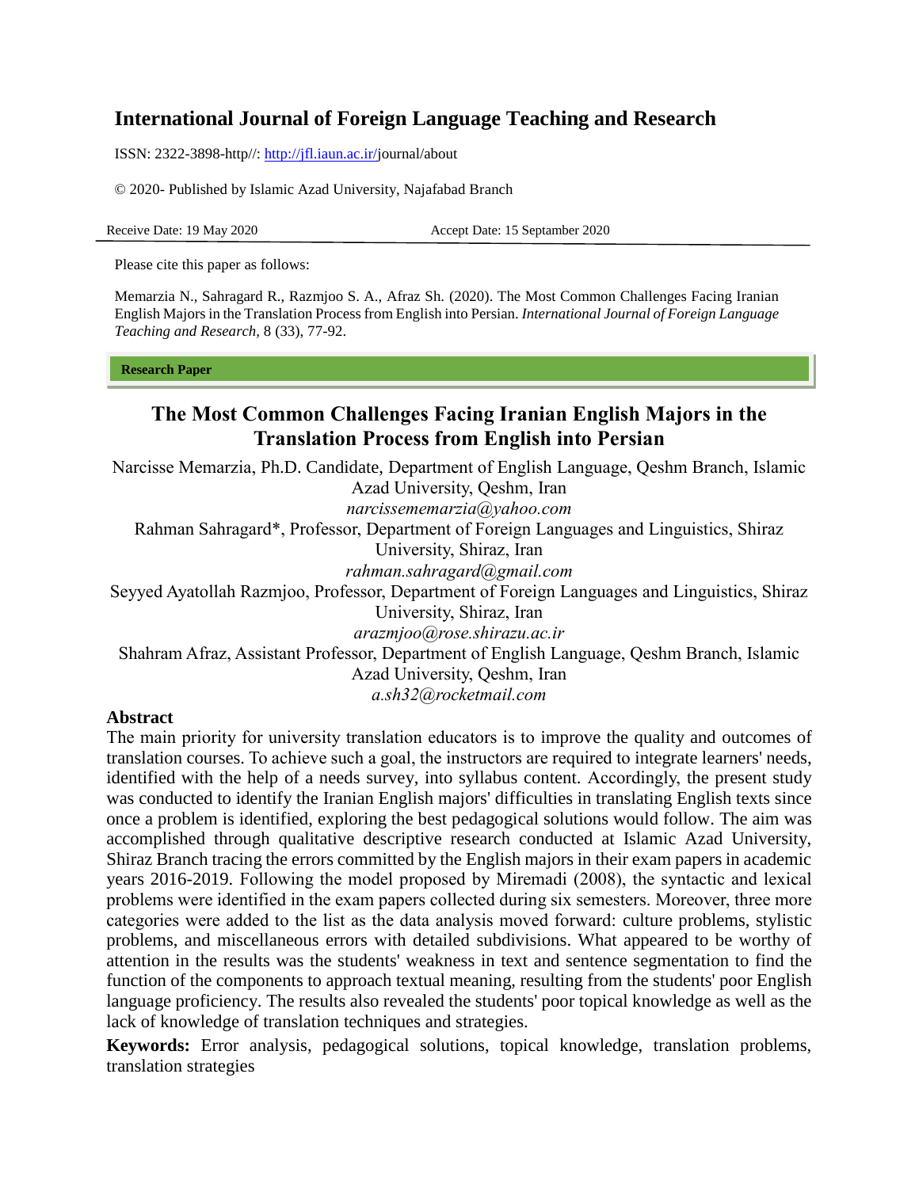**International Journal of Foreign Language Teaching and Research**

ISSN: 2322-3898-http//: http://jfl.iaun.ac.ir/journal/about

© 2020- Published by Islamic Azad University, Najafabad Branch

Receive Date: 19 May 2020 Accept Date: 15 Septamber 2020

Please cite this paper as follows:

Memarzia N., Sahragard R., Razmjoo S. A., Afraz Sh. (2020). The Most Common Challenges Facing Iranian English Majors in the Translation Process from English into Persian. *International Journal of Foreign Language Teaching and Research,* 8 (33), 77-92.

**Research Paper**

# The Most Common Challenges Facing Iranian English Majors in the Translation Process from English into Persian

Narcisse Memarzia, Ph.D. Candidate, Department of English Language, Qeshm Branch, Islamic Azad University, Qeshm, Iran
*narcissememarzia@yahoo.com*

Rahman Sahragard*, Professor, Department of Foreign Languages and Linguistics, Shiraz University, Shiraz, Iran
*rahman.sahragard@gmail.com*

Seyyed Ayatollah Razmjoo, Professor, Department of Foreign Languages and Linguistics, Shiraz University, Shiraz, Iran
*arazmjoo@rose.shirazu.ac.ir*

Shahram Afraz, Assistant Professor, Department of English Language, Qeshm Branch, Islamic Azad University, Qeshm, Iran
*a.sh32@rocketmail.com*

## Abstract

The main priority for university translation educators is to improve the quality and outcomes of translation courses. To achieve such a goal, the instructors are required to integrate learners' needs, identified with the help of a needs survey, into syllabus content. Accordingly, the present study was conducted to identify the Iranian English majors' difficulties in translating English texts since once a problem is identified, exploring the best pedagogical solutions would follow. The aim was accomplished through qualitative descriptive research conducted at Islamic Azad University, Shiraz Branch tracing the errors committed by the English majors in their exam papers in academic years 2016-2019. Following the model proposed by Miremadi (2008), the syntactic and lexical problems were identified in the exam papers collected during six semesters. Moreover, three more categories were added to the list as the data analysis moved forward: culture problems, stylistic problems, and miscellaneous errors with detailed subdivisions. What appeared to be worthy of attention in the results was the students' weakness in text and sentence segmentation to find the function of the components to approach textual meaning, resulting from the students' poor English language proficiency. The results also revealed the students' poor topical knowledge as well as the lack of knowledge of translation techniques and strategies.

**Keywords:** Error analysis, pedagogical solutions, topical knowledge, translation problems, translation strategies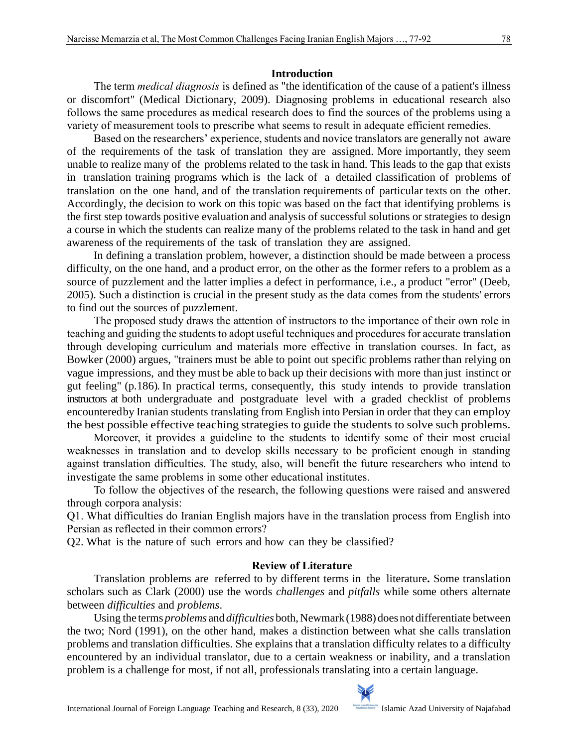## Introduction

The term *medical diagnosis* is defined as "the identification of the cause of a patient's illness or discomfort" (Medical Dictionary, 2009). Diagnosing problems in educational research also follows the same procedures as medical research does to find the sources of the problems using a variety of measurement tools to prescribe what seems to result in adequate efficient remedies.

Based on the researchers' experience, students and novice translators are generally not aware of the requirements of the task of translation they are assigned. More importantly, they seem unable to realize many of the problems related to the task in hand. This leads to the gap that exists in translation training programs which is the lack of a detailed classification of problems of translation on the one hand, and of the translation requirements of particular texts on the other. Accordingly, the decision to work on this topic was based on the fact that identifying problems is the first step towards positive evaluation and analysis of successful solutions or strategies to design a course in which the students can realize many of the problems related to the task in hand and get awareness of the requirements of the task of translation they are assigned.

In defining a translation problem, however, a distinction should be made between a process difficulty, on the one hand, and a product error, on the other as the former refers to a problem as a source of puzzlement and the latter implies a defect in performance, i.e., a product "error" (Deeb, 2005). Such a distinction is crucial in the present study as the data comes from the students' errors to find out the sources of puzzlement.

The proposed study draws the attention of instructors to the importance of their own role in teaching and guiding the students to adopt useful techniques and procedures for accurate translation through developing curriculum and materials more effective in translation courses. In fact, as Bowker (2000) argues, "trainers must be able to point out specific problems rather than relying on vague impressions, and they must be able to back up their decisions with more than just instinct or gut feeling" (p.186). In practical terms, consequently, this study intends to provide translation instructors at both undergraduate and postgraduate level with a graded checklist of problems encountered by Iranian students translating from English into Persian in order that they can employ the best possible effective teaching strategies to guide the students to solve such problems.

Moreover, it provides a guideline to the students to identify some of their most crucial weaknesses in translation and to develop skills necessary to be proficient enough in standing against translation difficulties. The study, also, will benefit the future researchers who intend to investigate the same problems in some other educational institutes.

To follow the objectives of the research, the following questions were raised and answered through corpora analysis:

Q1. What difficulties do Iranian English majors have in the translation process from English into Persian as reflected in their common errors?

Q2. What is the nature of such errors and how can they be classified?

## Review of Literature

Translation problems are referred to by different terms in the literature**.** Some translation scholars such as Clark (2000) use the words *challenges* and *pitfalls* while some others alternate between *difficulties* and *problems*.

Using the terms *problems* and *difficulties* both, Newmark (1988) does not differentiate between the two; Nord (1991), on the other hand, makes a distinction between what she calls translation problems and translation difficulties. She explains that a translation difficulty relates to a difficulty encountered by an individual translator, due to a certain weakness or inability, and a translation problem is a challenge for most, if not all, professionals translating into a certain language.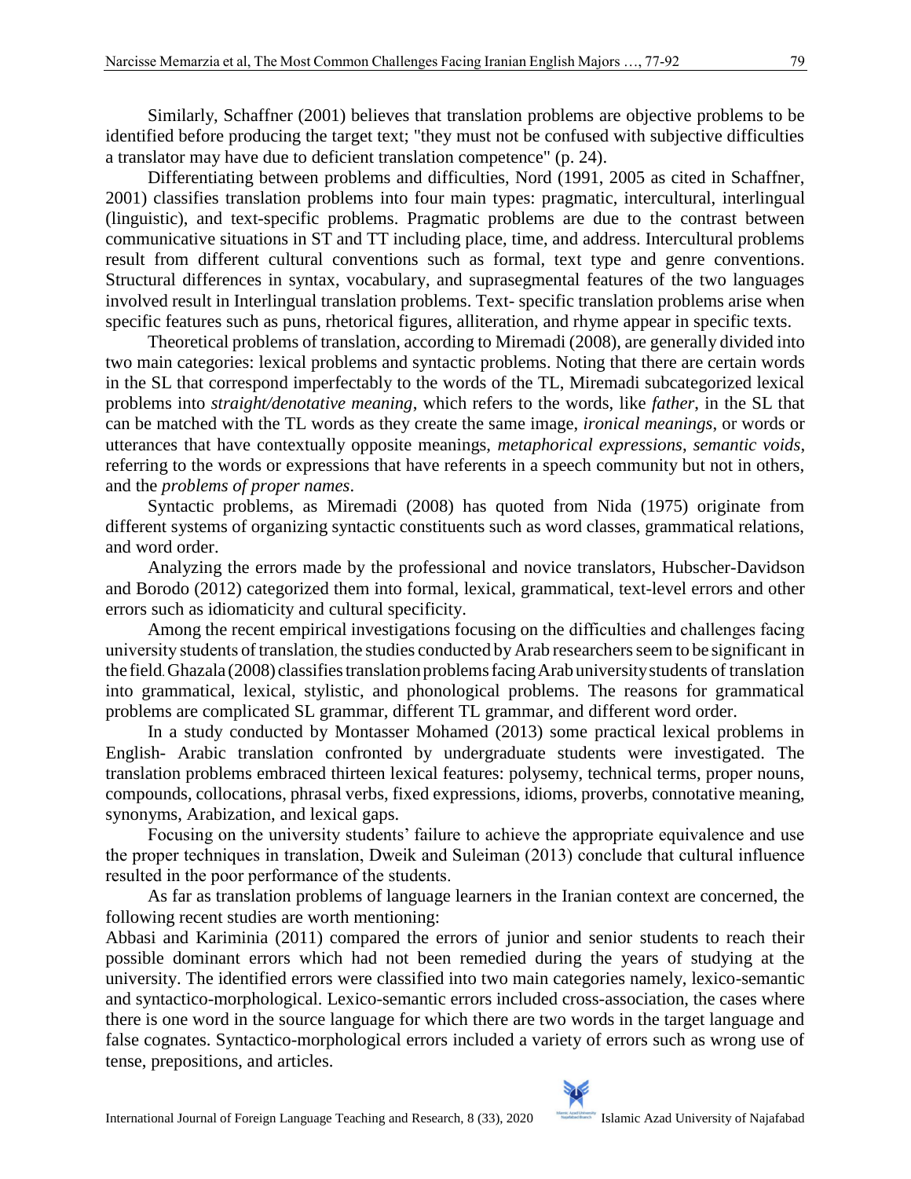Similarly, Schaffner (2001) believes that translation problems are objective problems to be identified before producing the target text; "they must not be confused with subjective difficulties a translator may have due to deficient translation competence" (p. 24).

Differentiating between problems and difficulties, Nord (1991, 2005 as cited in Schaffner, 2001) classifies translation problems into four main types: pragmatic, intercultural, interlingual (linguistic), and text-specific problems. Pragmatic problems are due to the contrast between communicative situations in ST and TT including place, time, and address. Intercultural problems result from different cultural conventions such as formal, text type and genre conventions. Structural differences in syntax, vocabulary, and suprasegmental features of the two languages involved result in Interlingual translation problems. Text- specific translation problems arise when specific features such as puns, rhetorical figures, alliteration, and rhyme appear in specific texts.

Theoretical problems of translation, according to Miremadi (2008), are generally divided into two main categories: lexical problems and syntactic problems. Noting that there are certain words in the SL that correspond imperfectably to the words of the TL, Miremadi subcategorized lexical problems into *straight/denotative meaning*, which refers to the words, like *father*, in the SL that can be matched with the TL words as they create the same image, *ironical meanings*, or words or utterances that have contextually opposite meanings, *metaphorical expressions*, *semantic voids*, referring to the words or expressions that have referents in a speech community but not in others, and the *problems of proper names*.

Syntactic problems, as Miremadi (2008) has quoted from Nida (1975) originate from different systems of organizing syntactic constituents such as word classes, grammatical relations, and word order.

Analyzing the errors made by the professional and novice translators, Hubscher-Davidson and Borodo (2012) categorized them into formal, lexical, grammatical, text-level errors and other errors such as idiomaticity and cultural specificity.

Among the recent empirical investigations focusing on the difficulties and challenges facing university students of translation, the studies conducted by Arab researchers seem to be significant in the field. Ghazala (2008) classifies translation problems facing Arab university students of translation into grammatical, lexical, stylistic, and phonological problems. The reasons for grammatical problems are complicated SL grammar, different TL grammar, and different word order.

In a study conducted by Montasser Mohamed (2013) some practical lexical problems in English- Arabic translation confronted by undergraduate students were investigated. The translation problems embraced thirteen lexical features: polysemy, technical terms, proper nouns, compounds, collocations, phrasal verbs, fixed expressions, idioms, proverbs, connotative meaning, synonyms, Arabization, and lexical gaps.

Focusing on the university students' failure to achieve the appropriate equivalence and use the proper techniques in translation, Dweik and Suleiman (2013) conclude that cultural influence resulted in the poor performance of the students.

As far as translation problems of language learners in the Iranian context are concerned, the following recent studies are worth mentioning:

Abbasi and Kariminia (2011) compared the errors of junior and senior students to reach their possible dominant errors which had not been remedied during the years of studying at the university. The identified errors were classified into two main categories namely, lexico-semantic and syntactico-morphological. Lexico-semantic errors included cross-association, the cases where there is one word in the source language for which there are two words in the target language and false cognates. Syntactico-morphological errors included a variety of errors such as wrong use of tense, prepositions, and articles.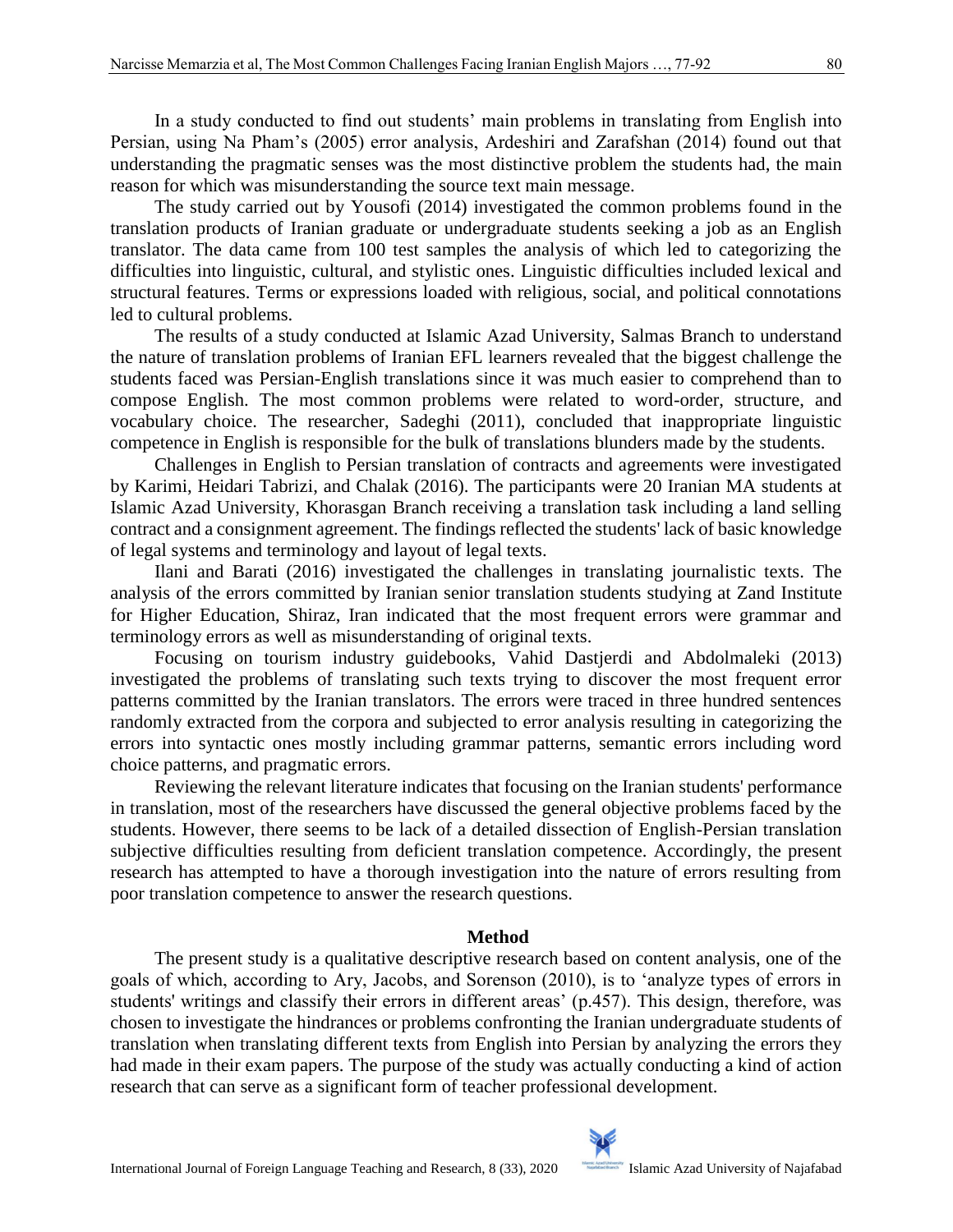In a study conducted to find out students' main problems in translating from English into Persian, using Na Pham's (2005) error analysis, Ardeshiri and Zarafshan (2014) found out that understanding the pragmatic senses was the most distinctive problem the students had, the main reason for which was misunderstanding the source text main message.

The study carried out by Yousofi (2014) investigated the common problems found in the translation products of Iranian graduate or undergraduate students seeking a job as an English translator. The data came from 100 test samples the analysis of which led to categorizing the difficulties into linguistic, cultural, and stylistic ones. Linguistic difficulties included lexical and structural features. Terms or expressions loaded with religious, social, and political connotations led to cultural problems.

The results of a study conducted at Islamic Azad University, Salmas Branch to understand the nature of translation problems of Iranian EFL learners revealed that the biggest challenge the students faced was Persian-English translations since it was much easier to comprehend than to compose English. The most common problems were related to word-order, structure, and vocabulary choice. The researcher, Sadeghi (2011), concluded that inappropriate linguistic competence in English is responsible for the bulk of translations blunders made by the students.

Challenges in English to Persian translation of contracts and agreements were investigated by Karimi, Heidari Tabrizi, and Chalak (2016). The participants were 20 Iranian MA students at Islamic Azad University, Khorasgan Branch receiving a translation task including a land selling contract and a consignment agreement. The findings reflected the students' lack of basic knowledge of legal systems and terminology and layout of legal texts.

Ilani and Barati (2016) investigated the challenges in translating journalistic texts. The analysis of the errors committed by Iranian senior translation students studying at Zand Institute for Higher Education, Shiraz, Iran indicated that the most frequent errors were grammar and terminology errors as well as misunderstanding of original texts.

Focusing on tourism industry guidebooks, Vahid Dastjerdi and Abdolmaleki (2013) investigated the problems of translating such texts trying to discover the most frequent error patterns committed by the Iranian translators. The errors were traced in three hundred sentences randomly extracted from the corpora and subjected to error analysis resulting in categorizing the errors into syntactic ones mostly including grammar patterns, semantic errors including word choice patterns, and pragmatic errors.

Reviewing the relevant literature indicates that focusing on the Iranian students' performance in translation, most of the researchers have discussed the general objective problems faced by the students. However, there seems to be lack of a detailed dissection of English-Persian translation subjective difficulties resulting from deficient translation competence. Accordingly, the present research has attempted to have a thorough investigation into the nature of errors resulting from poor translation competence to answer the research questions.

## Method

The present study is a qualitative descriptive research based on content analysis, one of the goals of which, according to Ary, Jacobs, and Sorenson (2010), is to 'analyze types of errors in students' writings and classify their errors in different areas' (p.457). This design, therefore, was chosen to investigate the hindrances or problems confronting the Iranian undergraduate students of translation when translating different texts from English into Persian by analyzing the errors they had made in their exam papers. The purpose of the study was actually conducting a kind of action research that can serve as a significant form of teacher professional development.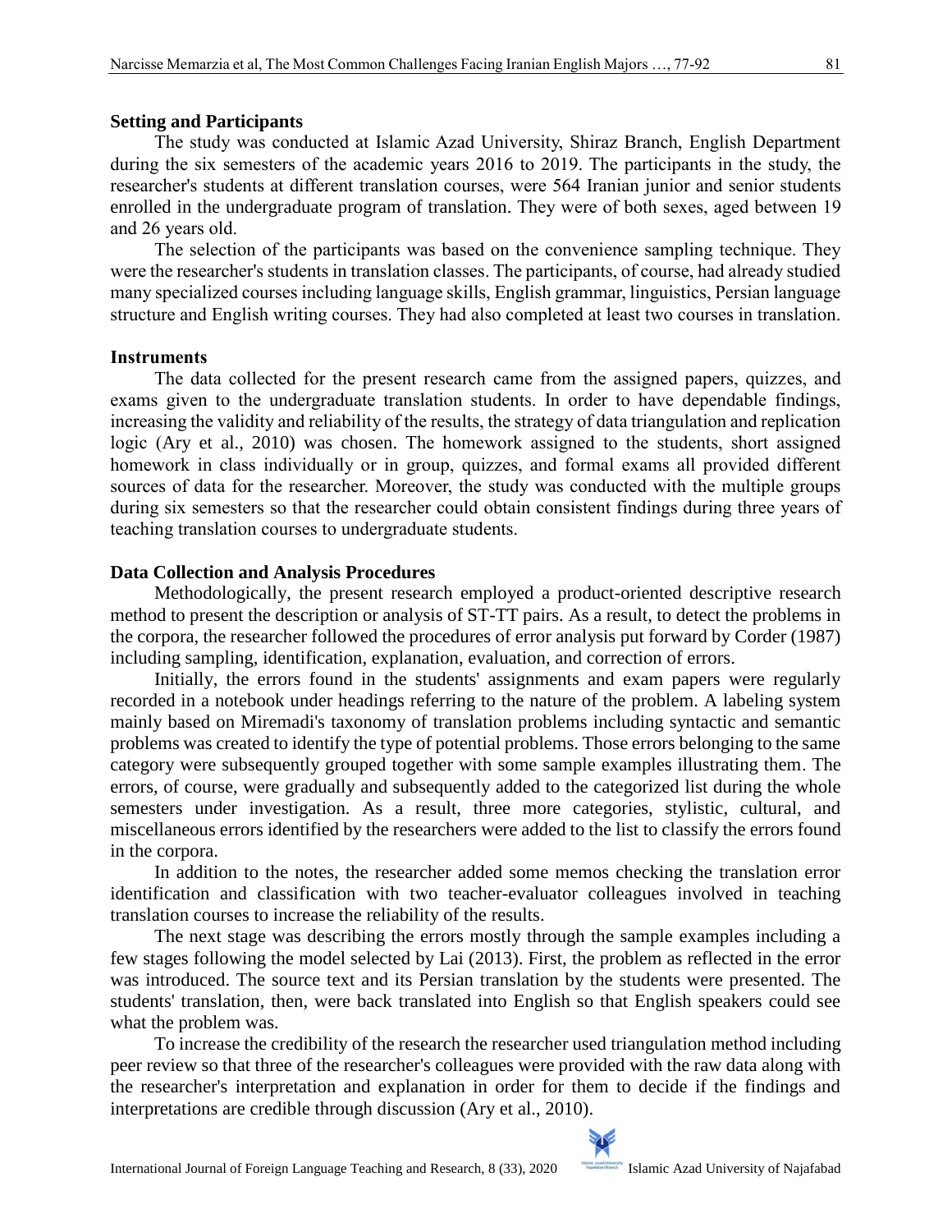### Setting and Participants

The study was conducted at Islamic Azad University, Shiraz Branch, English Department during the six semesters of the academic years 2016 to 2019. The participants in the study, the researcher's students at different translation courses, were 564 Iranian junior and senior students enrolled in the undergraduate program of translation. They were of both sexes, aged between 19 and 26 years old.

The selection of the participants was based on the convenience sampling technique. They were the researcher's students in translation classes. The participants, of course, had already studied many specialized courses including language skills, English grammar, linguistics, Persian language structure and English writing courses. They had also completed at least two courses in translation.

### Instruments

The data collected for the present research came from the assigned papers, quizzes, and exams given to the undergraduate translation students. In order to have dependable findings, increasing the validity and reliability of the results, the strategy of data triangulation and replication logic (Ary et al., 2010) was chosen. The homework assigned to the students, short assigned homework in class individually or in group, quizzes, and formal exams all provided different sources of data for the researcher. Moreover, the study was conducted with the multiple groups during six semesters so that the researcher could obtain consistent findings during three years of teaching translation courses to undergraduate students.

### Data Collection and Analysis Procedures

Methodologically, the present research employed a product-oriented descriptive research method to present the description or analysis of ST-TT pairs. As a result, to detect the problems in the corpora, the researcher followed the procedures of error analysis put forward by Corder (1987) including sampling, identification, explanation, evaluation, and correction of errors.

Initially, the errors found in the students' assignments and exam papers were regularly recorded in a notebook under headings referring to the nature of the problem. A labeling system mainly based on Miremadi's taxonomy of translation problems including syntactic and semantic problems was created to identify the type of potential problems. Those errors belonging to the same category were subsequently grouped together with some sample examples illustrating them. The errors, of course, were gradually and subsequently added to the categorized list during the whole semesters under investigation. As a result, three more categories, stylistic, cultural, and miscellaneous errors identified by the researchers were added to the list to classify the errors found in the corpora.

In addition to the notes, the researcher added some memos checking the translation error identification and classification with two teacher-evaluator colleagues involved in teaching translation courses to increase the reliability of the results.

The next stage was describing the errors mostly through the sample examples including a few stages following the model selected by Lai (2013). First, the problem as reflected in the error was introduced. The source text and its Persian translation by the students were presented. The students' translation, then, were back translated into English so that English speakers could see what the problem was.

To increase the credibility of the research the researcher used triangulation method including peer review so that three of the researcher's colleagues were provided with the raw data along with the researcher's interpretation and explanation in order for them to decide if the findings and interpretations are credible through discussion (Ary et al., 2010).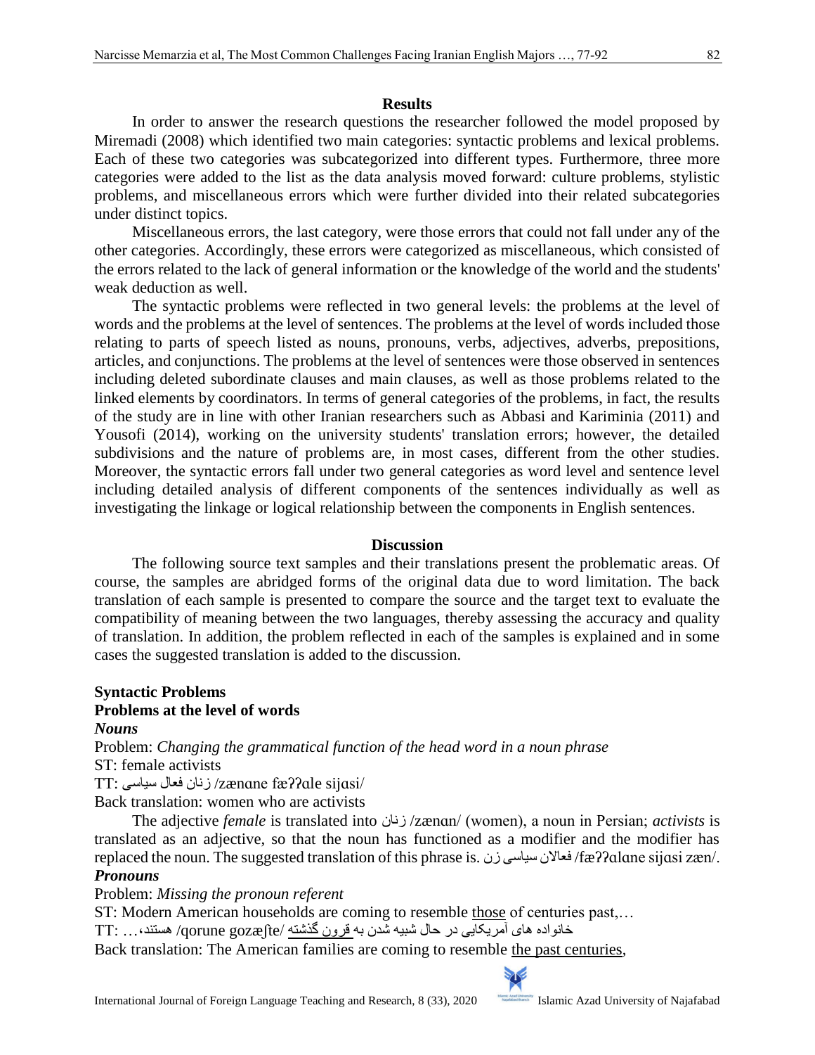## Results

In order to answer the research questions the researcher followed the model proposed by Miremadi (2008) which identified two main categories: syntactic problems and lexical problems. Each of these two categories was subcategorized into different types. Furthermore, three more categories were added to the list as the data analysis moved forward: culture problems, stylistic problems, and miscellaneous errors which were further divided into their related subcategories under distinct topics.

Miscellaneous errors, the last category, were those errors that could not fall under any of the other categories. Accordingly, these errors were categorized as miscellaneous, which consisted of the errors related to the lack of general information or the knowledge of the world and the students' weak deduction as well.

The syntactic problems were reflected in two general levels: the problems at the level of words and the problems at the level of sentences. The problems at the level of words included those relating to parts of speech listed as nouns, pronouns, verbs, adjectives, adverbs, prepositions, articles, and conjunctions. The problems at the level of sentences were those observed in sentences including deleted subordinate clauses and main clauses, as well as those problems related to the linked elements by coordinators. In terms of general categories of the problems, in fact, the results of the study are in line with other Iranian researchers such as Abbasi and Kariminia (2011) and Yousofi (2014), working on the university students' translation errors; however, the detailed subdivisions and the nature of problems are, in most cases, different from the other studies. Moreover, the syntactic errors fall under two general categories as word level and sentence level including detailed analysis of different components of the sentences individually as well as investigating the linkage or logical relationship between the components in English sentences.

## Discussion

The following source text samples and their translations present the problematic areas. Of course, the samples are abridged forms of the original data due to word limitation. The back translation of each sample is presented to compare the source and the target text to evaluate the compatibility of meaning between the two languages, thereby assessing the accuracy and quality of translation. In addition, the problem reflected in each of the samples is explained and in some cases the suggested translation is added to the discussion.

### Syntactic Problems

### Problems at the level of words

#### *Nouns*

Problem: *Changing the grammatical function of the head word in a noun phrase*

ST: female activists

TT: زنان فعال سیاسی /zænɑne fæʔʔɑle sijɑsi/

Back translation: women who are activists

The adjective *female* is translated into زنان /zænɑn/ (women), a noun in Persian; *activists* is translated as an adjective, so that the noun has functioned as a modifier and the modifier has replaced the noun. The suggested translation of this phrase is. فعالان سیاسی زن /fæʔʔɑlɑne sijɑsi zæn/.

#### *Pronouns*

Problem: *Missing the pronoun referent*

ST: Modern American households are coming to resemble those of centuries past,…

TT: خانواده های آمریکایی در حال شبیه شدن به قرون گذشته /qorune gozæʃte/ هستند،…

Back translation: The American families are coming to resemble the past centuries,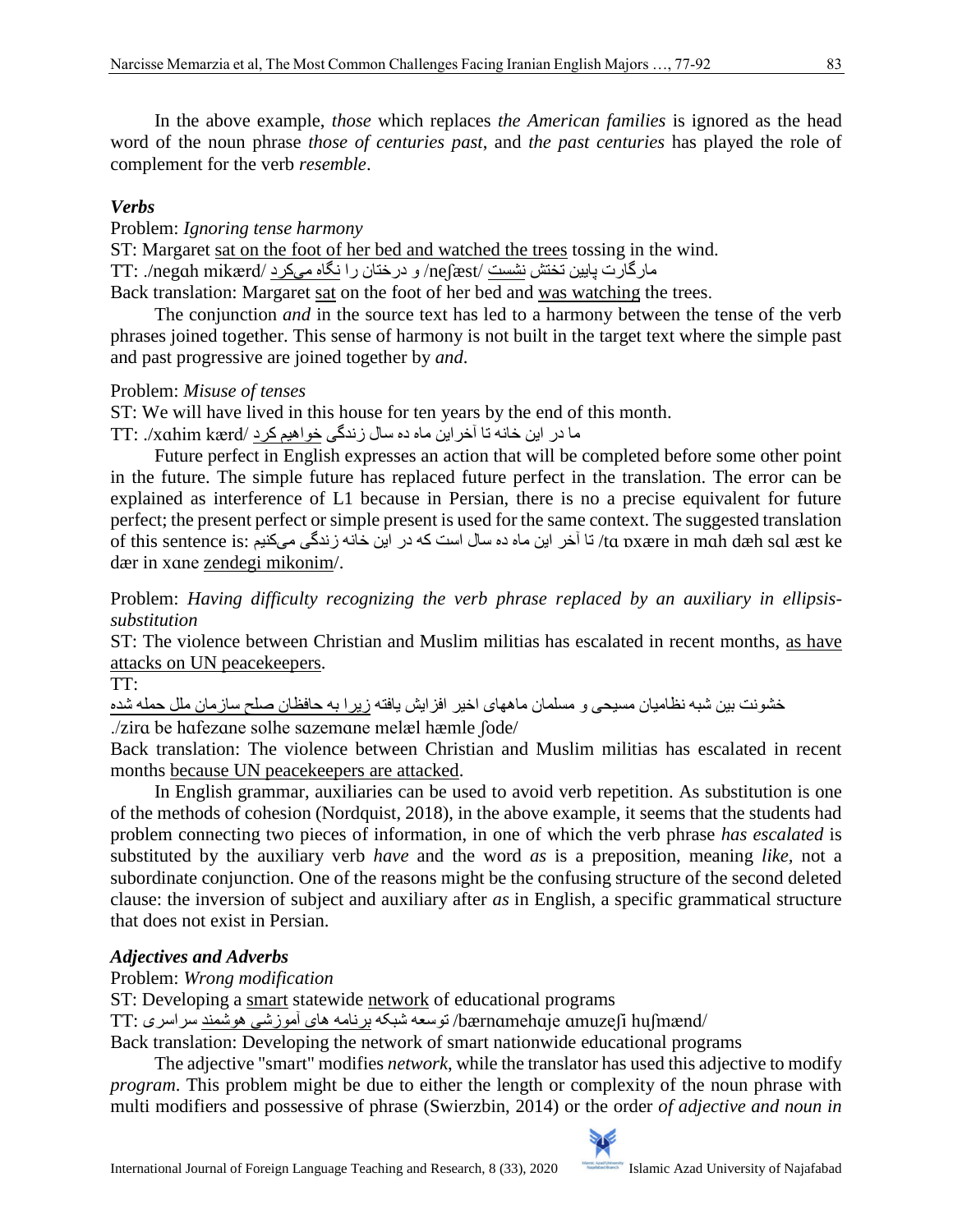In the above example, *those* which replaces *the American families* is ignored as the head word of the noun phrase *those of centuries past*, and *the past centuries* has played the role of complement for the verb *resemble*.

### *Verbs*

Problem: *Ignoring tense harmony*

ST: Margaret sat on the foot of her bed and watched the trees tossing in the wind.

TT: مارگارت پایین تختش نشست /neʃæst/ و درختان را نگاه می‌کرد /negɑh mikærd/.

Back translation: Margaret sat on the foot of her bed and was watching the trees.

The conjunction *and* in the source text has led to a harmony between the tense of the verb phrases joined together. This sense of harmony is not built in the target text where the simple past and past progressive are joined together by *and*.

Problem: *Misuse of tenses*

ST: We will have lived in this house for ten years by the end of this month.

TT: ما در این خانه تا آخر این ماه ده سال زندگی خواهیم کرد /xɑhim kærd/.

Future perfect in English expresses an action that will be completed before some other point in the future. The simple future has replaced future perfect in the translation. The error can be explained as interference of L1 because in Persian, there is no a precise equivalent for future perfect; the present perfect or simple present is used for the same context. The suggested translation of this sentence is: تا آخر این ماه ده سال است که در این خانه زندگی می‌کنیم /tɑ ɒxære in mɑh dæh sɑl æst ke dær in xɑne zendegi mikonim/.

Problem: *Having difficulty recognizing the verb phrase replaced by an auxiliary in ellipsis-substitution*

ST: The violence between Christian and Muslim militias has escalated in recent months, as have attacks on UN peacekeepers.

TT:

خشونت بین شبه نظامیان مسیحی و مسلمان ماههای اخیر افزایش یافته زیرا به حافظان صلح سازمان ملل حمله شده /zirɑ be hɑfezɑne solhe sɑzemɑne melæl hæmle ʃode/.

Back translation: The violence between Christian and Muslim militias has escalated in recent months because UN peacekeepers are attacked.

In English grammar, auxiliaries can be used to avoid verb repetition. As substitution is one of the methods of cohesion (Nordquist, 2018), in the above example, it seems that the students had problem connecting two pieces of information, in one of which the verb phrase *has escalated* is substituted by the auxiliary verb *have* and the word *as* is a preposition, meaning *like*, not a subordinate conjunction. One of the reasons might be the confusing structure of the second deleted clause: the inversion of subject and auxiliary after *as* in English, a specific grammatical structure that does not exist in Persian.

### *Adjectives and Adverbs*

Problem: *Wrong modification*

ST: Developing a smart statewide network of educational programs

TT: توسعه شبکه برنامه های آموزشی هوشمند سراسری /bærnɑmehɑje ɑmuzeʃi huʃmænd/

Back translation: Developing the network of smart nationwide educational programs

The adjective "smart" modifies *network*, while the translator has used this adjective to modify *program*. This problem might be due to either the length or complexity of the noun phrase with multi modifiers and possessive of phrase (Swierzbin, 2014) or the order *of adjective and noun in*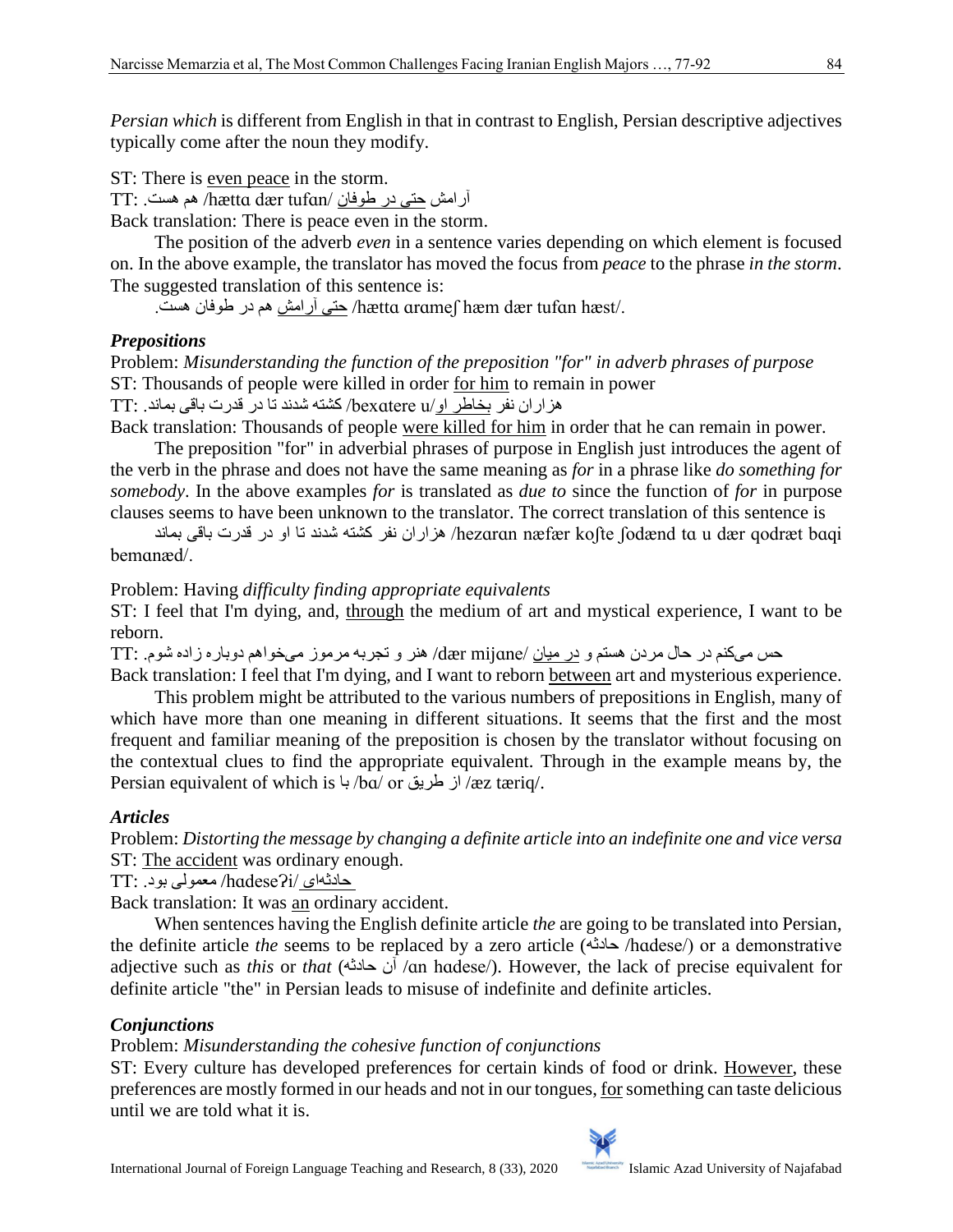*Persian which* is different from English in that in contrast to English, Persian descriptive adjectives typically come after the noun they modify.

ST: There is <u>even peace</u> in the storm.

TT: آرامش <u>حتی در طوفان</u> /hætta dær tufɑn/ هم هست.

Back translation: There is peace even in the storm.

The position of the adverb *even* in a sentence varies depending on which element is focused on. In the above example, the translator has moved the focus from *peace* to the phrase *in the storm*. The suggested translation of this sentence is:

<u>حتی آرامش</u> هم در طوفان هست. /hætta arameʃ hæm dær tufɑn hæst/.

### *Prepositions*

Problem: *Misunderstanding the function of the preposition "for" in adverb phrases of purpose*

ST: Thousands of people were killed in order <u>for him</u> to remain in power

TT: هزاران نفر <u>بخاطر او</u>/bexɑtere u/ کشته شدند تا در قدرت باقی بماند.

Back translation: Thousands of people <u>were killed for him</u> in order that he can remain in power.

The preposition "for" in adverbial phrases of purpose in English just introduces the agent of the verb in the phrase and does not have the same meaning as *for* in a phrase like *do something for somebody*. In the above examples *for* is translated as *due to* since the function of *for* in purpose clauses seems to have been unknown to the translator. The correct translation of this sentence is

هزاران نفر کشته شدند تا او در قدرت باقی بماند /hezɑrɑn næfær koʃte ʃodænd tɑ u dær qodræt bɑqi bemɑnæd/.

Problem: Having *difficulty finding appropriate equivalents*

ST: I feel that I'm dying, and, <u>through</u> the medium of art and mystical experience, I want to be reborn.

TT: حس می‌کنم در حال مردن هستم و <u>در میان</u> /dær mijɑne/ هنر و تجربه مرموز می‌خواهم دوباره زاده شوم.

Back translation: I feel that I'm dying, and I want to reborn <u>between</u> art and mysterious experience.

This problem might be attributed to the various numbers of prepositions in English, many of which have more than one meaning in different situations. It seems that the first and the most frequent and familiar meaning of the preposition is chosen by the translator without focusing on the contextual clues to find the appropriate equivalent. Through in the example means by, the Persian equivalent of which is با /bɑ/ or از طریق /æz tæriq/.

### *Articles*

Problem: *Distorting the message by changing a definite article into an indefinite one and vice versa*

ST: <u>The accident</u> was ordinary enough.

TT: <u>حادثه‌ای</u> /hɑdeseʔi/ معمولی بود.

Back translation: It was <u>an</u> ordinary accident.

When sentences having the English definite article *the* are going to be translated into Persian, the definite article *the* seems to be replaced by a zero article (حادثه /hɑdese/) or a demonstrative adjective such as *this* or *that* (آن حادثه /ɑn hɑdese/). However, the lack of precise equivalent for definite article "the" in Persian leads to misuse of indefinite and definite articles.

### *Conjunctions*

Problem: *Misunderstanding the cohesive function of conjunctions*

ST: Every culture has developed preferences for certain kinds of food or drink. <u>However</u>, these preferences are mostly formed in our heads and not in our tongues, <u>for</u> something can taste delicious until we are told what it is.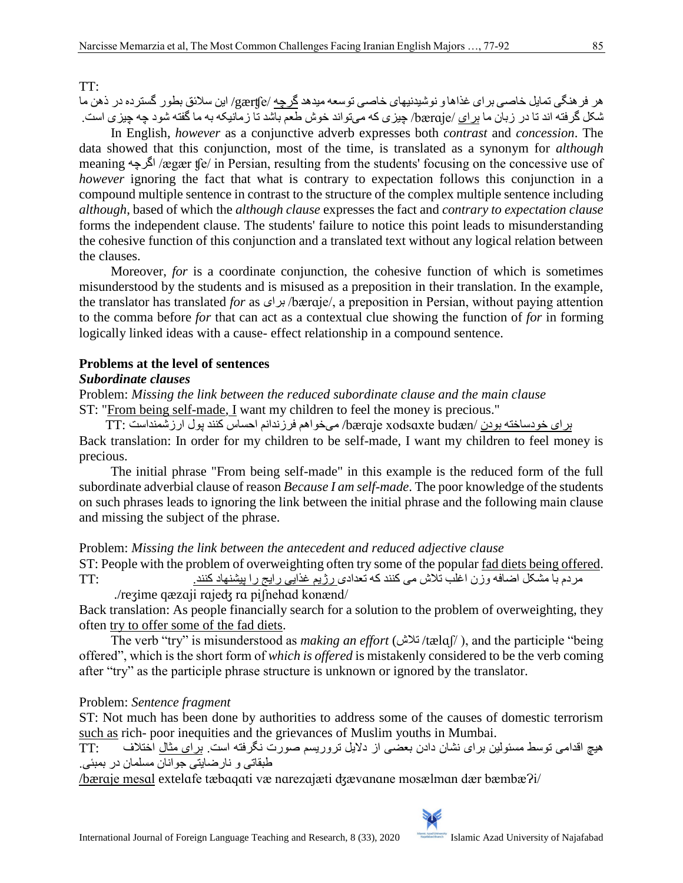TT:

هر فرهنگی تمایل خاصی برای غذاها و نوشیدنیهای خاصی توسعه میدهد گرچه /gærʧe/ این سلائق بطور گسترده در ذهن ما شکل گرفته اند تا در زبان ما برای /bærɑje/ چیزی که می‌تواند خوش طعم باشد تا زمانیکه به ما گفته شود چه چیزی است.

In English, *however* as a conjunctive adverb expresses both *contrast* and *concession*. The data showed that this conjunction, most of the time, is translated as a synonym for *although* meaning اگرچه /ægær ʧe/ in Persian, resulting from the students' focusing on the concessive use of *however* ignoring the fact that what is contrary to expectation follows this conjunction in a compound multiple sentence in contrast to the structure of the complex multiple sentence including *although*, based of which the *although clause* expresses the fact and *contrary to expectation clause* forms the independent clause. The students' failure to notice this point leads to misunderstanding the cohesive function of this conjunction and a translated text without any logical relation between the clauses.

Moreover, *for* is a coordinate conjunction, the cohesive function of which is sometimes misunderstood by the students and is misused as a preposition in their translation. In the example, the translator has translated *for* as برای /bærɑje/, a preposition in Persian, without paying attention to the comma before *for* that can act as a contextual clue showing the function of *for* in forming logically linked ideas with a cause- effect relationship in a compound sentence.

## Problems at the level of sentences

### *Subordinate clauses*

Problem: *Missing the link between the reduced subordinate clause and the main clause*

ST: "From being self-made, I want my children to feel the money is precious."

TT: برای خودساخته بودن /bærɑje xodsɑxte budæn/ می‌خواهم فرزندانم احساس کنند پول ارزشمنداست

Back translation: In order for my children to be self-made, I want my children to feel money is precious.

The initial phrase "From being self-made" in this example is the reduced form of the full subordinate adverbial clause of reason *Because I am self-made*. The poor knowledge of the students on such phrases leads to ignoring the link between the initial phrase and the following main clause and missing the subject of the phrase.

Problem: *Missing the link between the antecedent and reduced adjective clause*

ST: People with the problem of overweighting often try some of the popular fad diets being offered.

TT: مردم با مشکل اضافه وزن اغلب تلاش می کنند که تعدادی رژیم غذایی رایج را پیشنهاد کنند.

/reʒime qæzɑji rɑjeʤ rɑ piʃnehɑd konænd/.

Back translation: As people financially search for a solution to the problem of overweighting, they often try to offer some of the fad diets.

The verb "try" is misunderstood as *making an effort* (تلاش /tælɑʃ/ ), and the participle "being offered", which is the short form of *which is offered* is mistakenly considered to be the verb coming after "try" as the participle phrase structure is unknown or ignored by the translator.

Problem: *Sentence fragment*

ST: Not much has been done by authorities to address some of the causes of domestic terrorism such as rich- poor inequities and the grievances of Muslim youths in Mumbai.

TT: هیچ اقدامی توسط مسئولین برای نشان دادن بعضی از دلایل تروریسم صورت نگرفته است. برای مثال اختلاف طبقاتی و نارضایتی جوانان مسلمان در بمبئی.

/bærɑje mesɑl extelɑfe tæbɑqɑti væ nɑrezɑjæti ʤævɑnɑne mosælmɑn dær bæmbæʔi/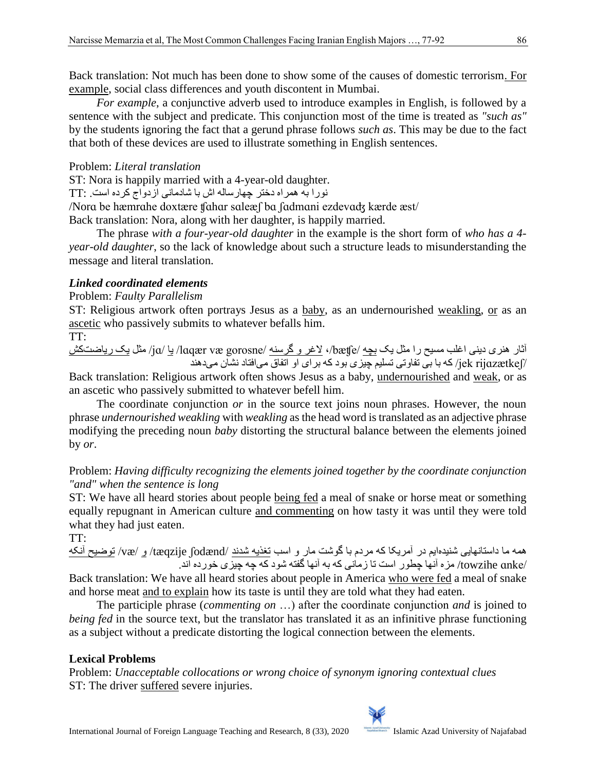Back translation: Not much has been done to show some of the causes of domestic terrorism. For example, social class differences and youth discontent in Mumbai.

*For example*, a conjunctive adverb used to introduce examples in English, is followed by a sentence with the subject and predicate. This conjunction most of the time is treated as *"such as"* by the students ignoring the fact that a gerund phrase follows *such as*. This may be due to the fact that both of these devices are used to illustrate something in English sentences.

Problem: *Literal translation*

ST: Nora is happily married with a 4-year-old daughter.

TT: نورا به همراه دختر چهارساله اش با شادمانی ازدواج کرده است.

/Norɑ be hæmrɑhe doxtære ʧɑhɑr sɑleæʃ bɑ ʃɑdmɑni ezdevɑʤ kærde æst/

Back translation: Nora, along with her daughter, is happily married.

The phrase *with a four-year-old daughter* in the example is the short form of *who has a 4-year-old daughter*, so the lack of knowledge about such a structure leads to misunderstanding the message and literal translation.

### *Linked coordinated elements*

Problem: *Faulty Parallelism*

ST: Religious artwork often portrays Jesus as a baby, as an undernourished weakling, or as an ascetic who passively submits to whatever befalls him.

TT:

آثار هنری دینی اغلب مسیح را مثل یک بچه /bæʧe/، لاغر و گرسنه /lɑqær væ gorosne/ یا /jɑ/ مثل یک ریاضتکش /jek rijɑzætkeʃ/ که با بی تفاوتی تسلیم چیزی بود که برای او اتفاق می‌افتاد نشان می‌دهند

Back translation: Religious artwork often shows Jesus as a baby, undernourished and weak, or as an ascetic who passively submitted to whatever befell him.

The coordinate conjunction *or* in the source text joins noun phrases. However, the noun phrase *undernourished weakling* with *weakling* as the head word is translated as an adjective phrase modifying the preceding noun *baby* distorting the structural balance between the elements joined by *or*.

Problem: *Having difficulty recognizing the elements joined together by the coordinate conjunction "and" when the sentence is long*

ST: We have all heard stories about people being fed a meal of snake or horse meat or something equally repugnant in American culture and commenting on how tasty it was until they were told what they had just eaten.

TT:

همه ما داستانهایی شنیده‌ایم در آمریکا که مردم با گوشت مار و اسب تغذیه شدند /tæqzije ʃodænd/ و /væ/ توضیح آنکه /towzihe ɑnke/ مزه آنها چطور است تا زمانی که به آنها گفته شود که چه چیزی خورده اند.

Back translation: We have all heard stories about people in America who were fed a meal of snake and horse meat and to explain how its taste is until they are told what they had eaten.

The participle phrase (*commenting on* …) after the coordinate conjunction *and* is joined to *being fed* in the source text, but the translator has translated it as an infinitive phrase functioning as a subject without a predicate distorting the logical connection between the elements.

## Lexical Problems

Problem: *Unacceptable collocations or wrong choice of synonym ignoring contextual clues*

ST: The driver suffered severe injuries.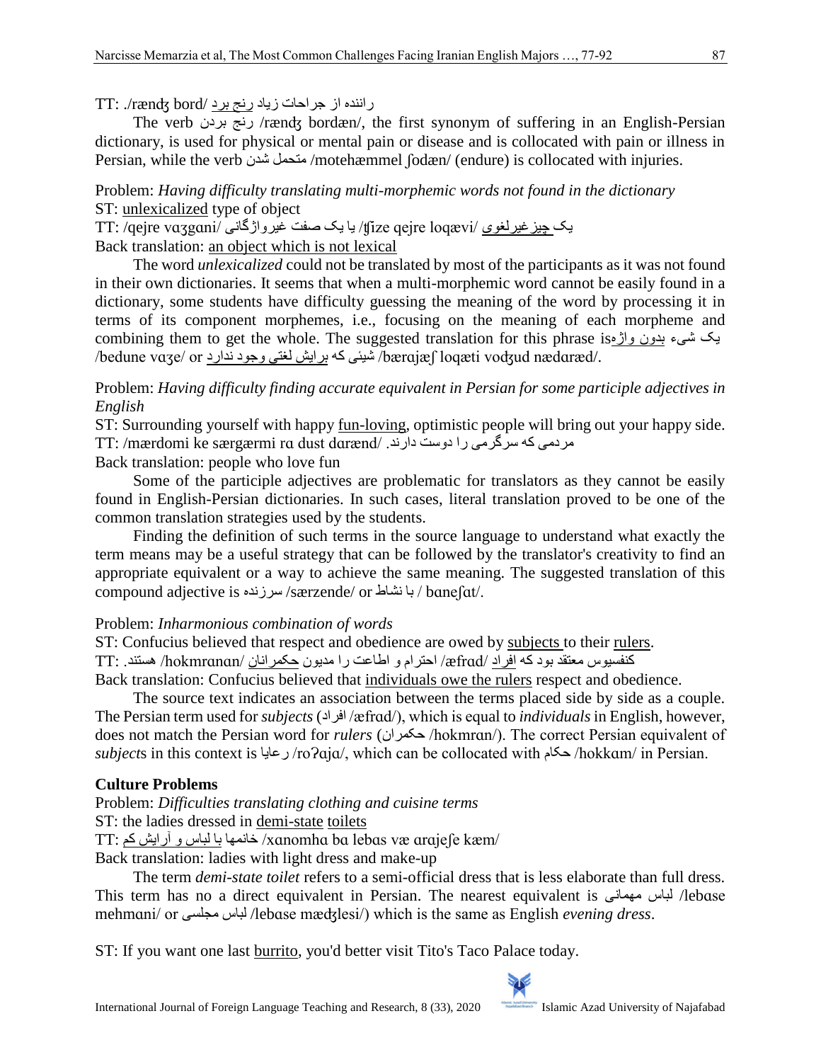TT: ./rænʤ bord/ راننده از جراحات زیاد رنج برد

The verb رنج بردن /rænʤ bordæn/, the first synonym of suffering in an English-Persian dictionary, is used for physical or mental pain or disease and is collocated with pain or illness in Persian, while the verb متحمل شدن /motehæmmel ʃodæn/ (endure) is collocated with injuries.

Problem: *Having difficulty translating multi-morphemic words not found in the dictionary*

ST: unlexicalized type of object

TT: /qejre vɑʒgɑni/ یا یک صفت غیرواژگانی /ʧize qejre loqævi/ یک چیزغیرلغوی

Back translation: an object which is not lexical

The word *unlexicalized* could not be translated by most of the participants as it was not found in their own dictionaries. It seems that when a multi-morphemic word cannot be easily found in a dictionary, some students have difficulty guessing the meaning of the word by processing it in terms of its component morphemes, i.e., focusing on the meaning of each morpheme and combining them to get the whole. The suggested translation for this phrase is یک شیء بدون واژه /bedune vɑʒe/ or شیئی که برایش لغتی وجود ندارد /bærɑjæʃ loqæti vodʒud nædɑræd/.

Problem: *Having difficulty finding accurate equivalent in Persian for some participle adjectives in English*

ST: Surrounding yourself with happy fun-loving, optimistic people will bring out your happy side.

TT: /mærdomi ke særgærmi rɑ dust dɑrænd/ .مردمی که سرگرمی را دوست دارند

Back translation: people who love fun

Some of the participle adjectives are problematic for translators as they cannot be easily found in English-Persian dictionaries. In such cases, literal translation proved to be one of the common translation strategies used by the students.

Finding the definition of such terms in the source language to understand what exactly the term means may be a useful strategy that can be followed by the translator's creativity to find an appropriate equivalent or a way to achieve the same meaning. The suggested translation of this compound adjective is سرزنده /særzende/ or با نشاط / bɑneʃɑt/.

Problem: *Inharmonious combination of words*

ST: Confucius believed that respect and obedience are owed by subjects to their rulers.

TT: .هستند /hokmrɑnɑn/ کنفسیوس معتقد بود که افراد /æfrɑd/ احترام و اطاعت را مدیون حکمرانان

Back translation: Confucius believed that individuals owe the rulers respect and obedience.

The source text indicates an association between the terms placed side by side as a couple. The Persian term used for *subjects* (افراد /æfrɑd/), which is equal to *individuals* in English, however, does not match the Persian word for *rulers* (حکمران /hokmrɑn/). The correct Persian equivalent of *subject*s in this context is رعایا /roʔɑjɑ/, which can be collocated with حکام /hokkɑm/ in Persian.

**Culture Problems**

Problem: *Difficulties translating clothing and cuisine terms*

ST: the ladies dressed in demi-state toilets

TT: خانمها با لباس و آرایش کم /xɑnomhɑ bɑ lebɑs væ ɑrɑjeʃe kæm/

Back translation: ladies with light dress and make-up

The term *demi-state toilet* refers to a semi-official dress that is less elaborate than full dress. This term has no a direct equivalent in Persian. The nearest equivalent is لباس مهمانی /lebɑse mehmɑni/ or لباس مجلسی /lebɑse mædʒlesi/) which is the same as English *evening dress*.

ST: If you want one last burrito, you'd better visit Tito's Taco Palace today.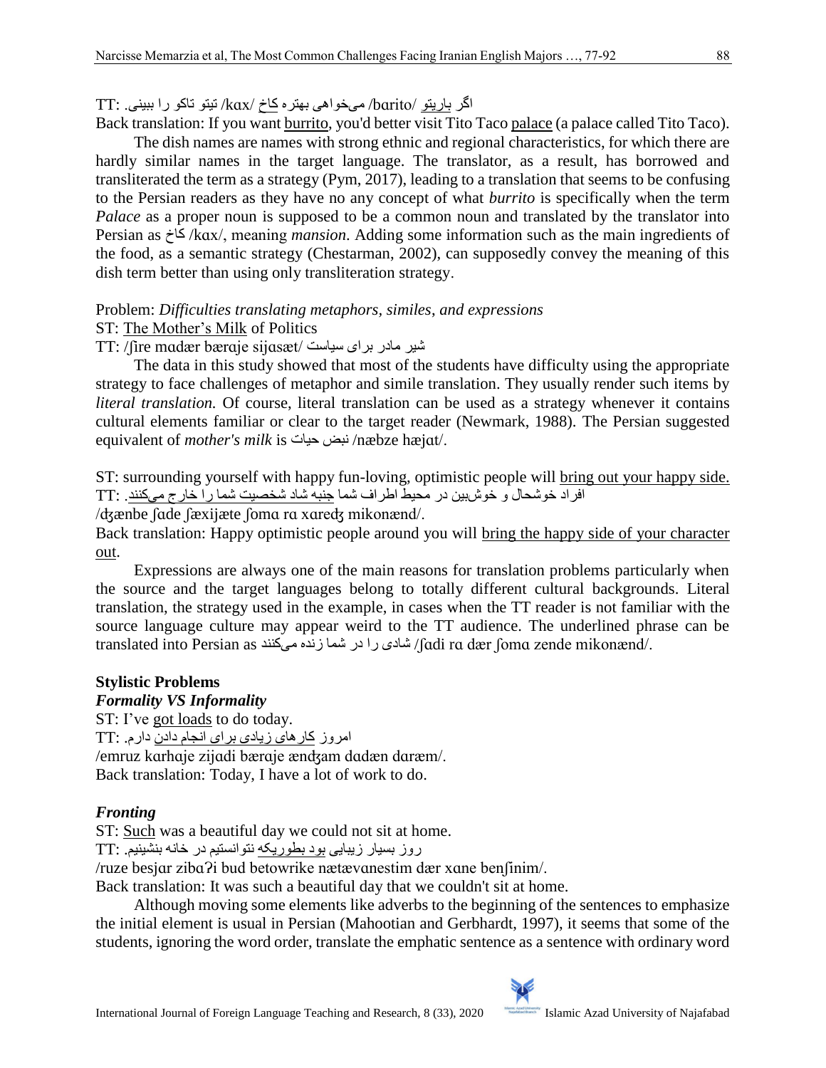TT: اگر <u>باریتو</u> /bɑrito/ می‌خواهی بهتره <u>کاخ</u> /kɑx/ تیتو تاکو را ببینی.

Back translation: If you want <u>burrito</u>, you'd better visit Tito Taco <u>palace</u> (a palace called Tito Taco).

The dish names are names with strong ethnic and regional characteristics, for which there are hardly similar names in the target language. The translator, as a result, has borrowed and transliterated the term as a strategy (Pym, 2017), leading to a translation that seems to be confusing to the Persian readers as they have no any concept of what *burrito* is specifically when the term *Palace* as a proper noun is supposed to be a common noun and translated by the translator into Persian as کاخ /kɑx/, meaning *mansion*. Adding some information such as the main ingredients of the food, as a semantic strategy (Chestarman, 2002), can supposedly convey the meaning of this dish term better than using only transliteration strategy.

Problem: *Difficulties translating metaphors, similes, and expressions*

ST: <u>The Mother's Milk</u> of Politics

TT: /ʃire mɑdær bærɑje sijɑsæt/ شیر مادر برای سیاست

The data in this study showed that most of the students have difficulty using the appropriate strategy to face challenges of metaphor and simile translation. They usually render such items by *literal translation.* Of course, literal translation can be used as a strategy whenever it contains cultural elements familiar or clear to the target reader (Newmark, 1988). The Persian suggested equivalent of *mother's milk* is نبض حیات /næbze hæjɑt/.

ST: surrounding yourself with happy fun-loving, optimistic people will <u>bring out your happy side.</u>

TT: افراد خوشحال و خوش‌بین در محیط اطراف شما <u>جنبه شاد شخصیت شما را خارج می‌کنند</u>.

/dʒænbe ʃɑde ʃæxijæte ʃomɑ rɑ xɑredʒ mikonænd/.

Back translation: Happy optimistic people around you will <u>bring the happy side of your character out</u>.

Expressions are always one of the main reasons for translation problems particularly when the source and the target languages belong to totally different cultural backgrounds. Literal translation, the strategy used in the example, in cases when the TT reader is not familiar with the source language culture may appear weird to the TT audience. The underlined phrase can be translated into Persian as شادی را در شما زنده می‌کنند /ʃɑdi rɑ dær ʃomɑ zende mikonænd/.

## Stylistic Problems

### *Formality VS Informality*

ST: I've <u>got loads</u> to do today.

TT: امروز <u>کارهای زیادی برای انجام دادن</u> دارم.

/emruz kɑrhɑje zijɑdi bærɑje ændʒam dɑdæn dɑræm/.

Back translation: Today, I have a lot of work to do.

### *Fronting*

ST: <u>Such</u> was a beautiful day we could not sit at home.

TT: روز بسیار زیبایی <u>بود بطوریکه</u> نتوانستیم در خانه بنشینیم.

/ruze besjɑr zibɑʔi bud betowrike nætævɑnestim dær xɑne benʃinim/.

Back translation: It was such a beautiful day that we couldn't sit at home.

Although moving some elements like adverbs to the beginning of the sentences to emphasize the initial element is usual in Persian (Mahootian and Gerbhardt, 1997), it seems that some of the students, ignoring the word order, translate the emphatic sentence as a sentence with ordinary word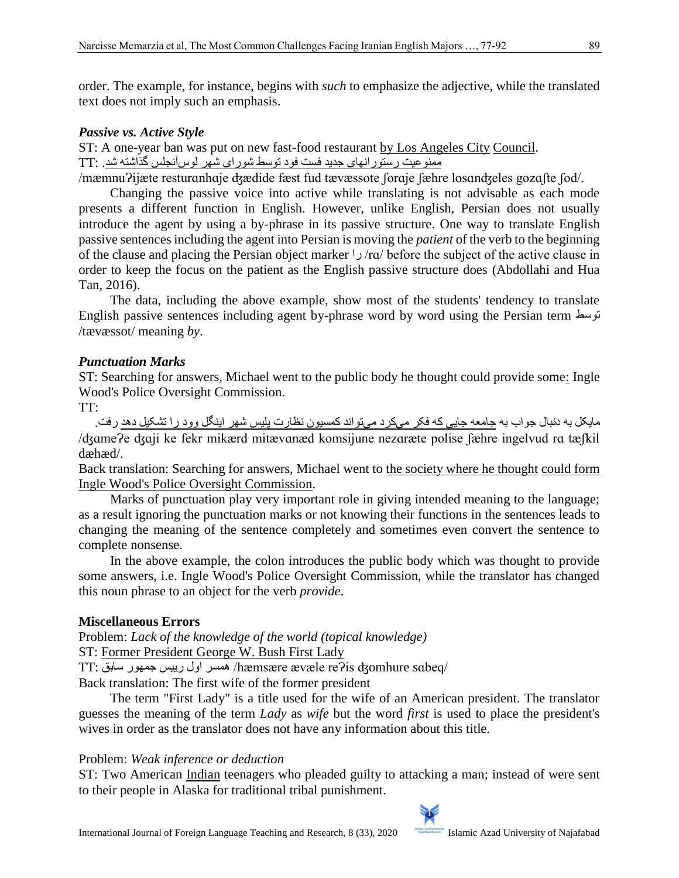order. The example, for instance, begins with *such* to emphasize the adjective, while the translated text does not imply such an emphasis.

### *Passive vs. Active Style*

ST: A one-year ban was put on new fast-food restaurant by Los Angeles City Council.

TT: ممنوعیت رستورانهای جدید فست فود توسط شورای شهر لوس‌آنجلس گذاشته شد.

/mæmnuʔijæte resturanhaje dʒædide fæst fud tævæssote ʃoraje ʃæhre losandʒeles gozaʃte ʃod/.

Changing the passive voice into active while translating is not advisable as each mode presents a different function in English. However, unlike English, Persian does not usually introduce the agent by using a by-phrase in its passive structure. One way to translate English passive sentences including the agent into Persian is moving the *patient* of the verb to the beginning of the clause and placing the Persian object marker را /ra/ before the subject of the active clause in order to keep the focus on the patient as the English passive structure does (Abdollahi and Hua Tan, 2016).

The data, including the above example, show most of the students' tendency to translate English passive sentences including agent by-phrase word by word using the Persian term توسط /tævæssot/ meaning *by*.

### *Punctuation Marks*

ST: Searching for answers, Michael went to the public body he thought could provide some: Ingle Wood's Police Oversight Commission.

TT:

مایکل به دنبال جواب به جامعه جایی که فکر می‌کرد می‌تواند کمسیون نظارت پلیس شهر اینگل وود را تشکیل دهد رفت.

/dʒameʔe dʒaji ke fekr mikærd mitævanæd komsijune nezaræte polise ʃæhre ingelvud ra tæʃkil dæhæd/.

Back translation: Searching for answers, Michael went to the society where he thought could form Ingle Wood's Police Oversight Commission.

Marks of punctuation play very important role in giving intended meaning to the language; as a result ignoring the punctuation marks or not knowing their functions in the sentences leads to changing the meaning of the sentence completely and sometimes even convert the sentence to complete nonsense.

In the above example, the colon introduces the public body which was thought to provide some answers, i.e. Ingle Wood's Police Oversight Commission, while the translator has changed this noun phrase to an object for the verb *provide*.

## **Miscellaneous Errors**

Problem: *Lack of the knowledge of the world (topical knowledge)*

ST: Former President George W. Bush First Lady

TT: همسر اول رییس جمهور سابق /hæmsære ævæle reʔis dʒomhure sabeq/

Back translation: The first wife of the former president

The term "First Lady" is a title used for the wife of an American president. The translator guesses the meaning of the term *Lady* as *wife* but the word *first* is used to place the president's wives in order as the translator does not have any information about this title.

Problem: *Weak inference or deduction*

ST: Two American Indian teenagers who pleaded guilty to attacking a man; instead of were sent to their people in Alaska for traditional tribal punishment.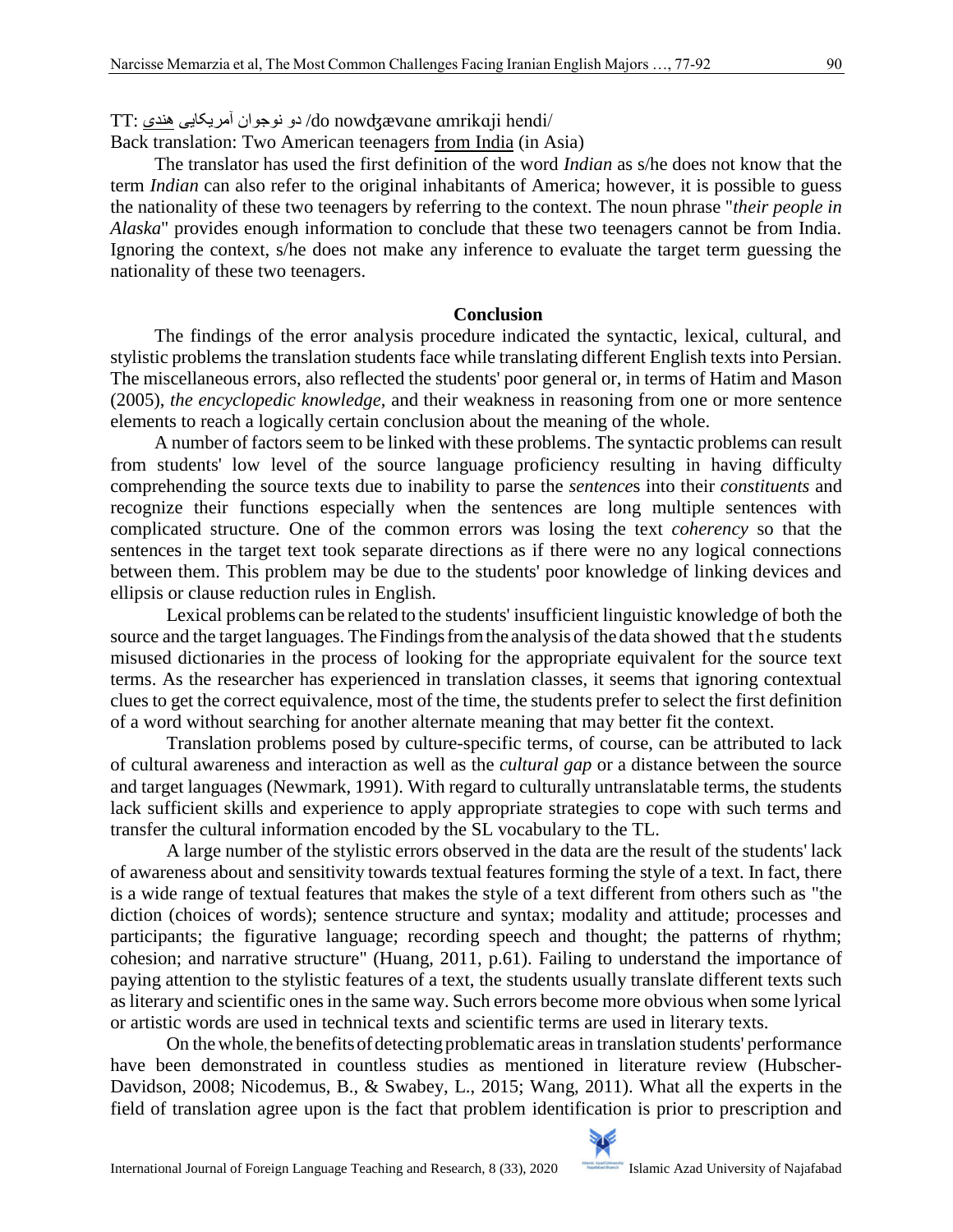TT: دو نوجوان آمریکایی <u>هندی</u> /do nowʤævɑne ɑmrikɑji hendi/

Back translation: Two American teenagers <u>from India</u> (in Asia)

The translator has used the first definition of the word *Indian* as s/he does not know that the term *Indian* can also refer to the original inhabitants of America; however, it is possible to guess the nationality of these two teenagers by referring to the context. The noun phrase "*their people in Alaska*" provides enough information to conclude that these two teenagers cannot be from India. Ignoring the context, s/he does not make any inference to evaluate the target term guessing the nationality of these two teenagers.

## Conclusion

The findings of the error analysis procedure indicated the syntactic, lexical, cultural, and stylistic problems the translation students face while translating different English texts into Persian. The miscellaneous errors, also reflected the students' poor general or, in terms of Hatim and Mason (2005), *the encyclopedic knowledge*, and their weakness in reasoning from one or more sentence elements to reach a logically certain conclusion about the meaning of the whole.

A number of factors seem to be linked with these problems. The syntactic problems can result from students' low level of the source language proficiency resulting in having difficulty comprehending the source texts due to inability to parse the *sentence*s into their *constituents* and recognize their functions especially when the sentences are long multiple sentences with complicated structure. One of the common errors was losing the text *coherency* so that the sentences in the target text took separate directions as if there were no any logical connections between them. This problem may be due to the students' poor knowledge of linking devices and ellipsis or clause reduction rules in English.

Lexical problems can be related to the students' insufficient linguistic knowledge of both the source and the target languages. The Findings from the analysis of the data showed that the students misused dictionaries in the process of looking for the appropriate equivalent for the source text terms. As the researcher has experienced in translation classes, it seems that ignoring contextual clues to get the correct equivalence, most of the time, the students prefer to select the first definition of a word without searching for another alternate meaning that may better fit the context.

Translation problems posed by culture-specific terms, of course, can be attributed to lack of cultural awareness and interaction as well as the *cultural gap* or a distance between the source and target languages (Newmark, 1991). With regard to culturally untranslatable terms, the students lack sufficient skills and experience to apply appropriate strategies to cope with such terms and transfer the cultural information encoded by the SL vocabulary to the TL.

A large number of the stylistic errors observed in the data are the result of the students' lack of awareness about and sensitivity towards textual features forming the style of a text. In fact, there is a wide range of textual features that makes the style of a text different from others such as "the diction (choices of words); sentence structure and syntax; modality and attitude; processes and participants; the figurative language; recording speech and thought; the patterns of rhythm; cohesion; and narrative structure" (Huang, 2011, p.61). Failing to understand the importance of paying attention to the stylistic features of a text, the students usually translate different texts such as literary and scientific ones in the same way. Such errors become more obvious when some lyrical or artistic words are used in technical texts and scientific terms are used in literary texts.

On the whole, the benefits of detecting problematic areas in translation students' performance have been demonstrated in countless studies as mentioned in literature review (Hubscher-Davidson, 2008; Nicodemus, B., & Swabey, L., 2015; Wang, 2011). What all the experts in the field of translation agree upon is the fact that problem identification is prior to prescription and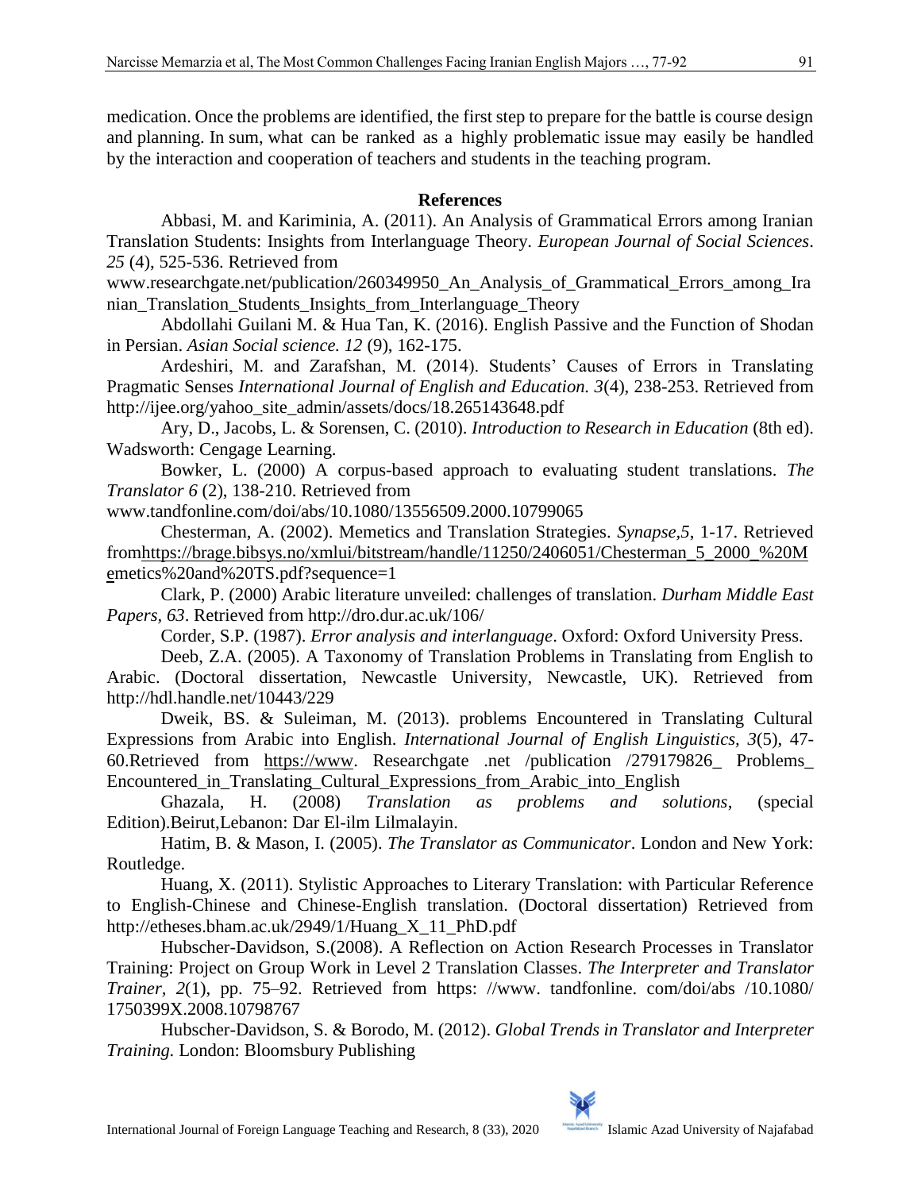medication. Once the problems are identified, the first step to prepare for the battle is course design and planning. In sum, what can be ranked as a highly problematic issue may easily be handled by the interaction and cooperation of teachers and students in the teaching program.

## References

Abbasi, M. and Kariminia, A. (2011). An Analysis of Grammatical Errors among Iranian Translation Students: Insights from Interlanguage Theory. *European Journal of Social Sciences*. *25* (4), 525-536. Retrieved from www.researchgate.net/publication/260349950_An_Analysis_of_Grammatical_Errors_among_Iranian_Translation_Students_Insights_from_Interlanguage_Theory

Abdollahi Guilani M. & Hua Tan, K. (2016). English Passive and the Function of Shodan in Persian. *Asian Social science. 12* (9), 162-175.

Ardeshiri, M. and Zarafshan, M. (2014). Students' Causes of Errors in Translating Pragmatic Senses *International Journal of English and Education. 3*(4), 238-253. Retrieved from http://ijee.org/yahoo_site_admin/assets/docs/18.265143648.pdf

Ary, D., Jacobs, L. & Sorensen, C. (2010). *Introduction to Research in Education* (8th ed). Wadsworth: Cengage Learning.

Bowker, L. (2000) A corpus-based approach to evaluating student translations. *The Translator 6* (2), 138-210. Retrieved from www.tandfonline.com/doi/abs/10.1080/13556509.2000.10799065

Chesterman, A. (2002). Memetics and Translation Strategies. *Synapse,5*, 1-17. Retrieved fromhttps://brage.bibsys.no/xmlui/bitstream/handle/11250/2406051/Chesterman_5_2000_%20Memetics%20and%20TS.pdf?sequence=1

Clark, P. (2000) Arabic literature unveiled: challenges of translation. *Durham Middle East Papers, 63*. Retrieved from http://dro.dur.ac.uk/106/

Corder, S.P. (1987). *Error analysis and interlanguage*. Oxford: Oxford University Press.

Deeb, Z.A. (2005). A Taxonomy of Translation Problems in Translating from English to Arabic. (Doctoral dissertation, Newcastle University, Newcastle, UK). Retrieved from http://hdl.handle.net/10443/229

Dweik, BS. & Suleiman, M. (2013). problems Encountered in Translating Cultural Expressions from Arabic into English. *International Journal of English Linguistics, 3*(5), 47-60.Retrieved from https://www. Researchgate .net /publication /279179826_ Problems_ Encountered_in_Translating_Cultural_Expressions_from_Arabic_into_English

Ghazala, H. (2008) *Translation as problems and solutions*, (special Edition).Beirut,Lebanon: Dar El-ilm Lilmalayin.

Hatim, B. & Mason, I. (2005). *The Translator as Communicator*. London and New York: Routledge.

Huang, X. (2011). Stylistic Approaches to Literary Translation: with Particular Reference to English-Chinese and Chinese-English translation. (Doctoral dissertation) Retrieved from http://etheses.bham.ac.uk/2949/1/Huang_X_11_PhD.pdf

Hubscher-Davidson, S.(2008). A Reflection on Action Research Processes in Translator Training: Project on Group Work in Level 2 Translation Classes. *The Interpreter and Translator Trainer, 2*(1), pp. 75–92. Retrieved from https: //www. tandfonline. com/doi/abs /10.1080/ 1750399X.2008.10798767

Hubscher-Davidson, S. & Borodo, M. (2012). *Global Trends in Translator and Interpreter Training.* London: Bloomsbury Publishing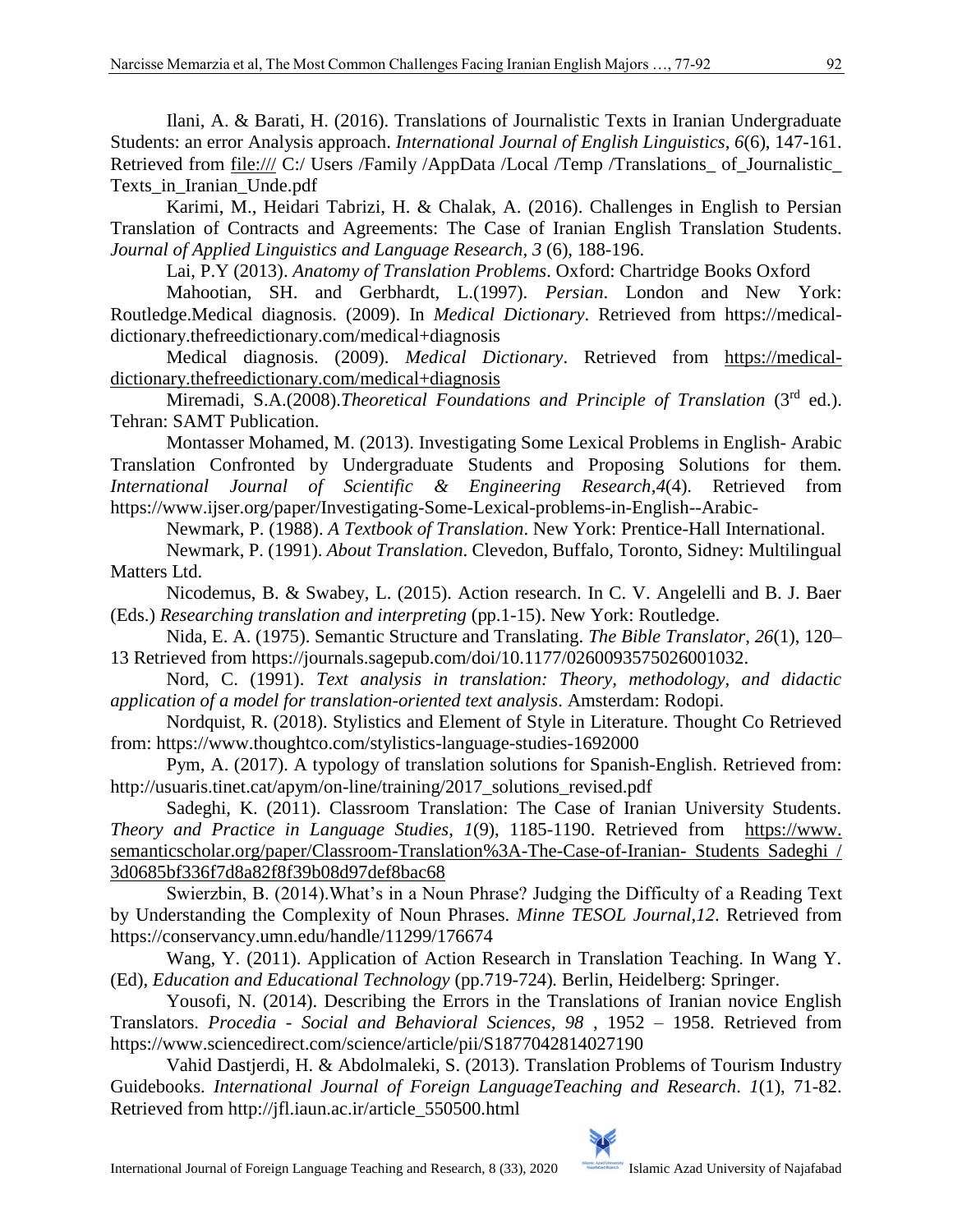Ilani, A. & Barati, H. (2016). Translations of Journalistic Texts in Iranian Undergraduate Students: an error Analysis approach. *International Journal of English Linguistics*, *6*(6), 147-161. Retrieved from file:/// C:/ Users /Family /AppData /Local /Temp /Translations_ of_Journalistic_ Texts_in_Iranian_Unde.pdf

Karimi, M., Heidari Tabrizi, H. & Chalak, A. (2016). Challenges in English to Persian Translation of Contracts and Agreements: The Case of Iranian English Translation Students. *Journal of Applied Linguistics and Language Research*, *3* (6), 188-196.

Lai, P.Y (2013). *Anatomy of Translation Problems*. Oxford: Chartridge Books Oxford

Mahootian, SH. and Gerbhardt, L.(1997). *Persian*. London and New York: Routledge.Medical diagnosis. (2009). In *Medical Dictionary*. Retrieved from https://medical-dictionary.thefreedictionary.com/medical+diagnosis

Medical diagnosis. (2009). *Medical Dictionary*. Retrieved from https://medical-dictionary.thefreedictionary.com/medical+diagnosis

Miremadi, S.A.(2008).*Theoretical Foundations and Principle of Translation* (3rd ed.). Tehran: SAMT Publication.

Montasser Mohamed, M. (2013). Investigating Some Lexical Problems in English- Arabic Translation Confronted by Undergraduate Students and Proposing Solutions for them. *International Journal of Scientific & Engineering Research*,*4*(4). Retrieved from https://www.ijser.org/paper/Investigating-Some-Lexical-problems-in-English--Arabic-

Newmark, P. (1988). *A Textbook of Translation*. New York: Prentice-Hall International.

Newmark, P. (1991). *About Translation*. Clevedon, Buffalo, Toronto, Sidney: Multilingual Matters Ltd.

Nicodemus, B. & Swabey, L. (2015). Action research. In C. V. Angelelli and B. J. Baer (Eds.) *Researching translation and interpreting* (pp.1-15). New York: Routledge.

Nida, E. A. (1975). Semantic Structure and Translating. *The Bible Translator*, *26*(1), 120–13 Retrieved from https://journals.sagepub.com/doi/10.1177/026009357502600103​2.

Nord, C. (1991). *Text analysis in translation: Theory, methodology, and didactic application of a model for translation-oriented text analysis*. Amsterdam: Rodopi.

Nordquist, R. (2018). Stylistics and Element of Style in Literature. Thought Co Retrieved from: https://www.thoughtco.com/stylistics-language-studies-1692000

Pym, A. (2017). A typology of translation solutions for Spanish-English. Retrieved from: http://usuaris.tinet.cat/apym/on-line/training/2017_solutions_revised.pdf

Sadeghi, K. (2011). Classroom Translation: The Case of Iranian University Students. *Theory and Practice in Language Studies*, *1*(9), 1185-1190. Retrieved from https://www.semanticscholar.org/paper/Classroom-Translation%3A-The-Case-of-Iranian- Students Sadeghi / 3d0685bf336f7d8a82f8f39b08d97def8bac68

Swierzbin, B. (2014).What's in a Noun Phrase? Judging the Difficulty of a Reading Text by Understanding the Complexity of Noun Phrases. *Minne TESOL Journal*,*12*. Retrieved from https://conservancy.umn.edu/handle/11299/176674

Wang, Y. (2011). Application of Action Research in Translation Teaching. In Wang Y. (Ed), *Education and Educational Technology* (pp.719-724)*.* Berlin, Heidelberg: Springer.

Yousofi, N. (2014). Describing the Errors in the Translations of Iranian novice English Translators. *Procedia - Social and Behavioral Sciences, 98* , 1952 – 1958. Retrieved from https://www.sciencedirect.com/science/article/pii/S1877042814027190

Vahid Dastjerdi, H. & Abdolmaleki, S. (2013). Translation Problems of Tourism Industry Guidebooks. *International Journal of Foreign LanguageTeaching and Research*. *1*(1), 71-82. Retrieved from http://jfl.iaun.ac.ir/article_550500.html